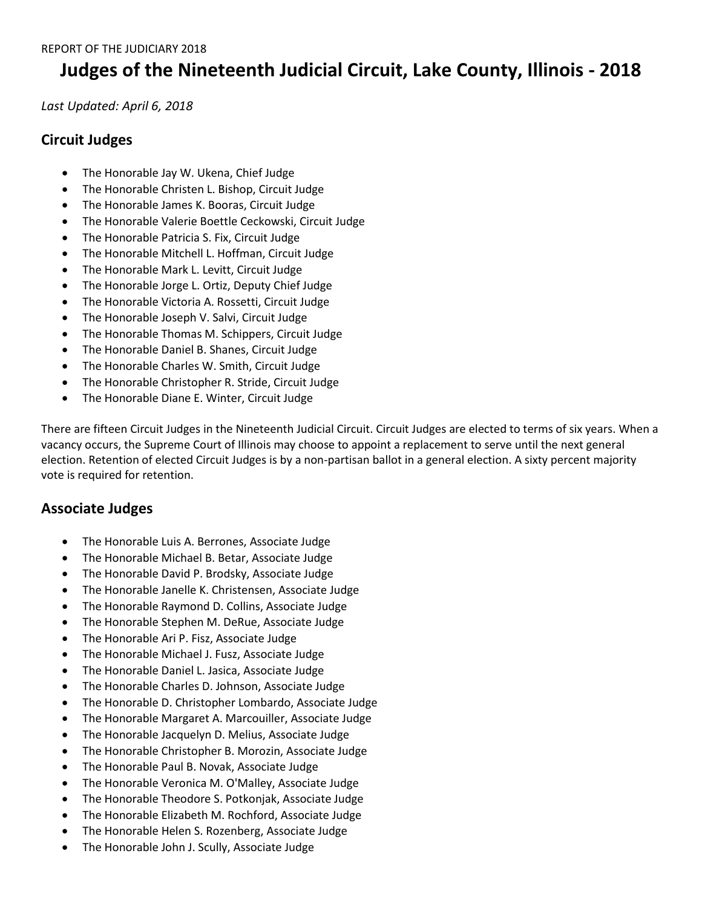REPORT OF THE JUDICIARY 2018

# Judges of the Nineteenth Judicial Circuit, Lake County, Illinois - 2018

*Last Updated: April 6, 2018*

## Circuit Judges

- The Honorable Jay W. Ukena, Chief Judge
- The Honorable Christen L. Bishop, Circuit Judge
- The Honorable James K. Booras, Circuit Judge
- The Honorable Valerie Boettle Ceckowski, Circuit Judge
- The Honorable Patricia S. Fix, Circuit Judge
- The Honorable Mitchell L. Hoffman, Circuit Judge
- The Honorable Mark L. Levitt, Circuit Judge
- The Honorable Jorge L. Ortiz, Deputy Chief Judge
- The Honorable Victoria A. Rossetti, Circuit Judge
- The Honorable Joseph V. Salvi, Circuit Judge
- The Honorable Thomas M. Schippers, Circuit Judge
- The Honorable Daniel B. Shanes, Circuit Judge
- The Honorable Charles W. Smith, Circuit Judge
- The Honorable Christopher R. Stride, Circuit Judge
- The Honorable Diane E. Winter, Circuit Judge

There are fifteen Circuit Judges in the Nineteenth Judicial Circuit. Circuit Judges are elected to terms of six years. When a vacancy occurs, the Supreme Court of Illinois may choose to appoint a replacement to serve until the next general election. Retention of elected Circuit Judges is by a non-partisan ballot in a general election. A sixty percent majority vote is required for retention.

## Associate Judges

- The Honorable Luis A. Berrones, Associate Judge
- The Honorable Michael B. Betar, Associate Judge
- The Honorable David P. Brodsky, Associate Judge
- The Honorable Janelle K. Christensen, Associate Judge
- The Honorable Raymond D. Collins, Associate Judge
- The Honorable Stephen M. DeRue, Associate Judge
- The Honorable Ari P. Fisz, Associate Judge
- The Honorable Michael J. Fusz, Associate Judge
- The Honorable Daniel L. Jasica, Associate Judge
- The Honorable Charles D. Johnson, Associate Judge
- The Honorable D. Christopher Lombardo, Associate Judge
- The Honorable Margaret A. Marcouiller, Associate Judge
- The Honorable Jacquelyn D. Melius, Associate Judge
- The Honorable Christopher B. Morozin, Associate Judge
- The Honorable Paul B. Novak, Associate Judge
- The Honorable Veronica M. O'Malley, Associate Judge
- The Honorable Theodore S. Potkonjak, Associate Judge
- The Honorable Elizabeth M. Rochford, Associate Judge
- The Honorable Helen S. Rozenberg, Associate Judge
- The Honorable John J. Scully, Associate Judge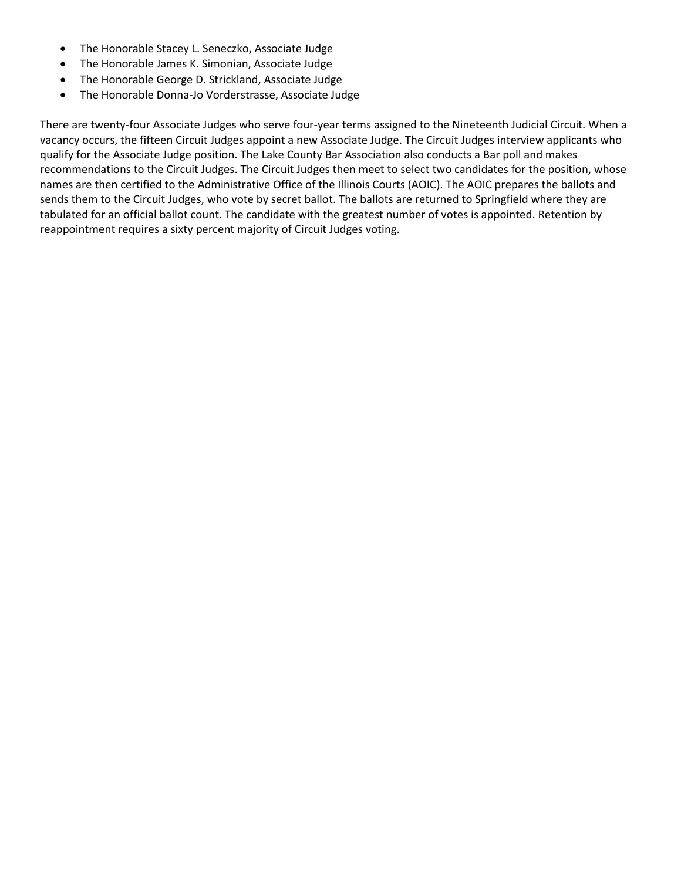- The Honorable Stacey L. Seneczko, Associate Judge
- The Honorable James K. Simonian, Associate Judge
- The Honorable George D. Strickland, Associate Judge
- The Honorable Donna-Jo Vorderstrasse, Associate Judge

There are twenty-four Associate Judges who serve four-year terms assigned to the Nineteenth Judicial Circuit. When a vacancy occurs, the fifteen Circuit Judges appoint a new Associate Judge. The Circuit Judges interview applicants who qualify for the Associate Judge position. The Lake County Bar Association also conducts a Bar poll and makes recommendations to the Circuit Judges. The Circuit Judges then meet to select two candidates for the position, whose names are then certified to the Administrative Office of the Illinois Courts (AOIC). The AOIC prepares the ballots and sends them to the Circuit Judges, who vote by secret ballot. The ballots are returned to Springfield where they are tabulated for an official ballot count. The candidate with the greatest number of votes is appointed. Retention by reappointment requires a sixty percent majority of Circuit Judges voting.